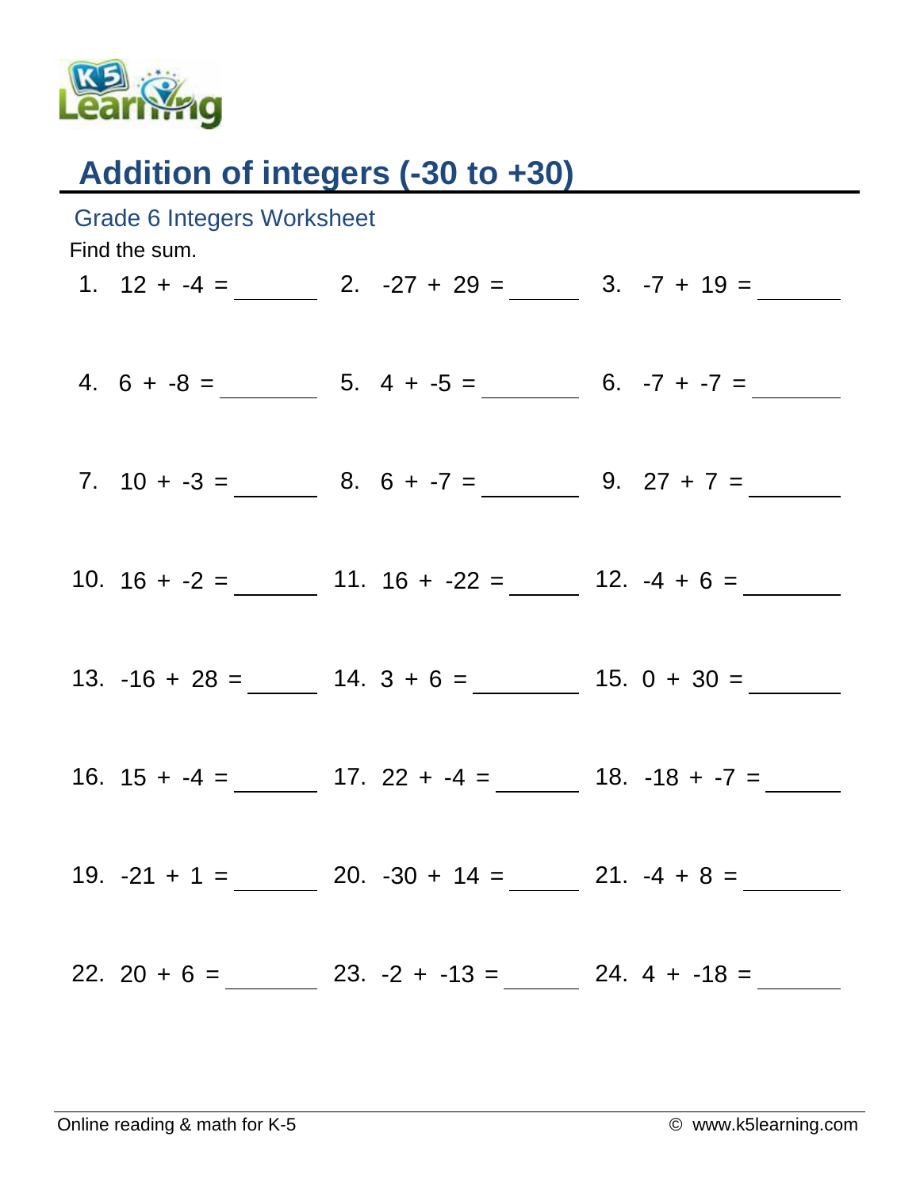# Addition of integers (-30 to +30)

## Grade 6 Integers Worksheet

Find the sum.

1. $12 + -4 =$ ______
2. $-27 + 29 =$ ______
3. $-7 + 19 =$ ______
4. $6 + -8 =$ ______
5. $4 + -5 =$ ______
6. $-7 + -7 =$ ______
7. $10 + -3 =$ ______
8. $6 + -7 =$ ______
9. $27 + 7 =$ ______
10. $16 + -2 =$ ______
11. $16 + -22 =$ ______
12. $-4 + 6 =$ ______
13. $-16 + 28 =$ ______
14. $3 + 6 =$ ______
15. $0 + 30 =$ ______
16. $15 + -4 =$ ______
17. $22 + -4 =$ ______
18. $-18 + -7 =$ ______
19. $-21 + 1 =$ ______
20. $-30 + 14 =$ ______
21. $-4 + 8 =$ ______
22. $20 + 6 =$ ______
23. $-2 + -13 =$ ______
24. $4 + -18 =$ ______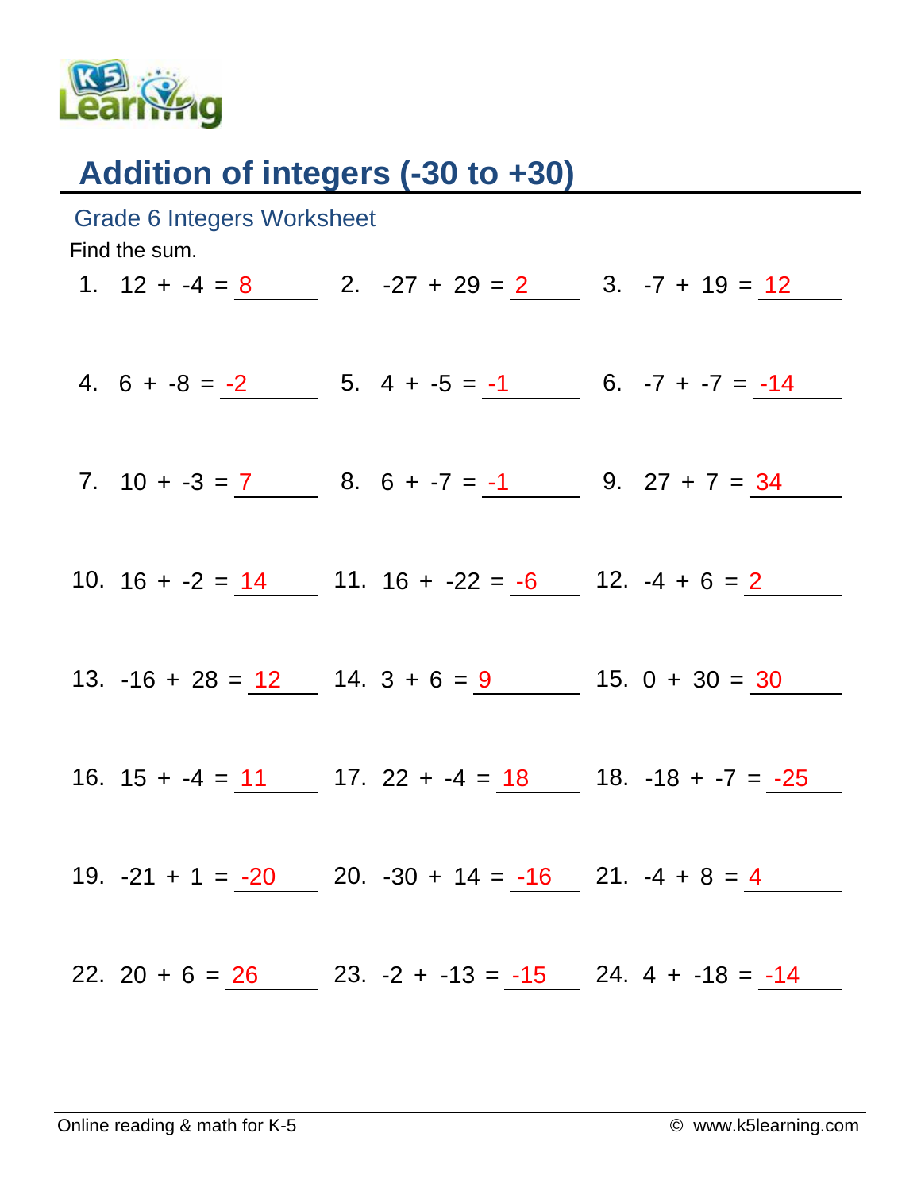# Addition of integers (-30 to +30)

## Grade 6 Integers Worksheet

Find the sum.

| | | |
|---|---|---|
| 1. 12 + -4 = 8 | 2. -27 + 29 = 2 | 3. -7 + 19 = 12 |
| 4. 6 + -8 = -2 | 5. 4 + -5 = -1 | 6. -7 + -7 = -14 |
| 7. 10 + -3 = 7 | 8. 6 + -7 = -1 | 9. 27 + 7 = 34 |
| 10. 16 + -2 = 14 | 11. 16 + -22 = -6 | 12. -4 + 6 = 2 |
| 13. -16 + 28 = 12 | 14. 3 + 6 = 9 | 15. 0 + 30 = 30 |
| 16. 15 + -4 = 11 | 17. 22 + -4 = 18 | 18. -18 + -7 = -25 |
| 19. -21 + 1 = -20 | 20. -30 + 14 = -16 | 21. -4 + 8 = 4 |
| 22. 20 + 6 = 26 | 23. -2 + -13 = -15 | 24. 4 + -18 = -14 |